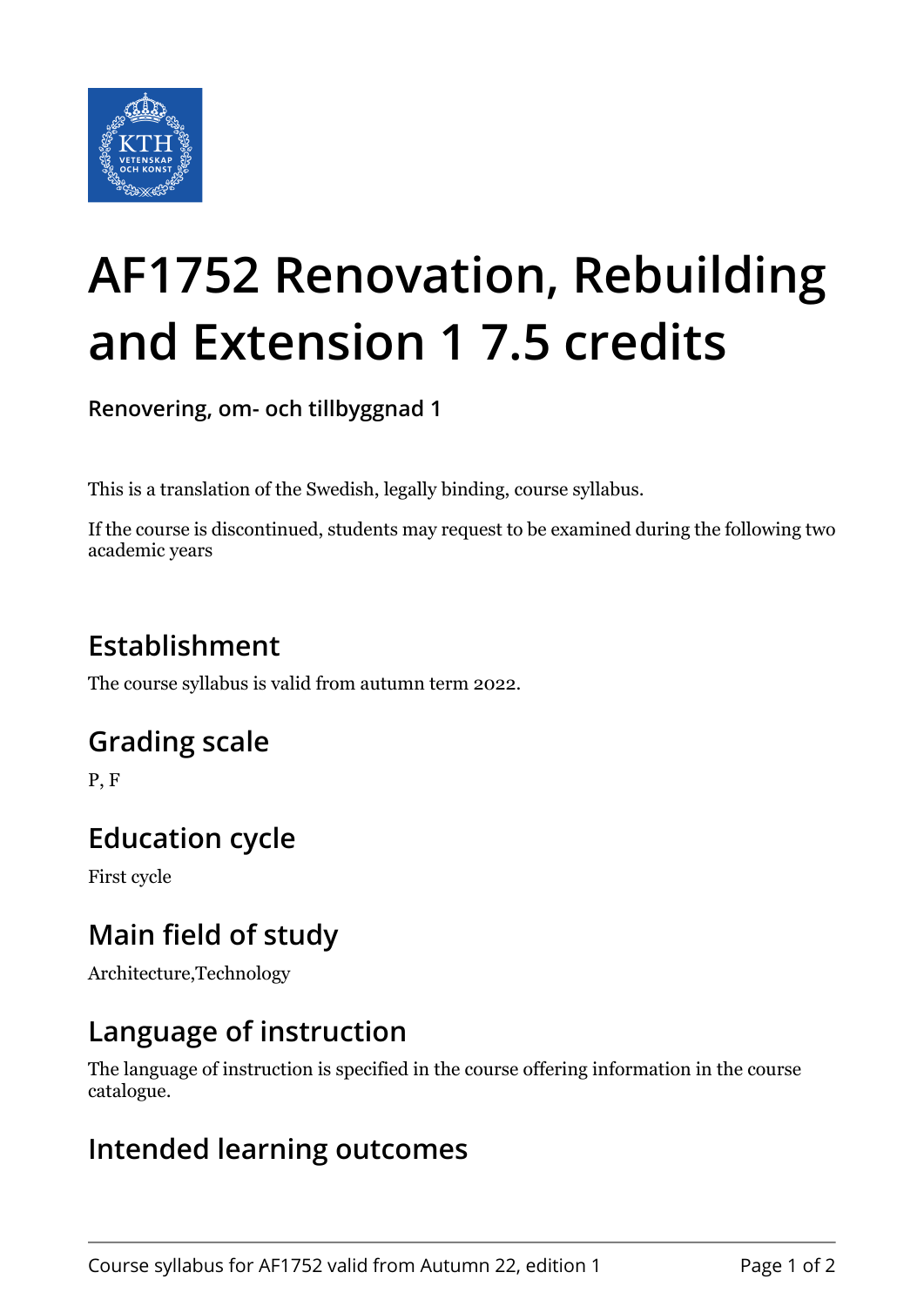# AF1752 Renovation, Rebuilding and Extension 1 7.5 credits

**Renovering, om- och tillbyggnad 1**

This is a translation of the Swedish, legally binding, course syllabus.

If the course is discontinued, students may request to be examined during the following two academic years

## Establishment

The course syllabus is valid from autumn term 2022.

## Grading scale

P, F

## Education cycle

First cycle

## Main field of study

Architecture,Technology

## Language of instruction

The language of instruction is specified in the course offering information in the course catalogue.

## Intended learning outcomes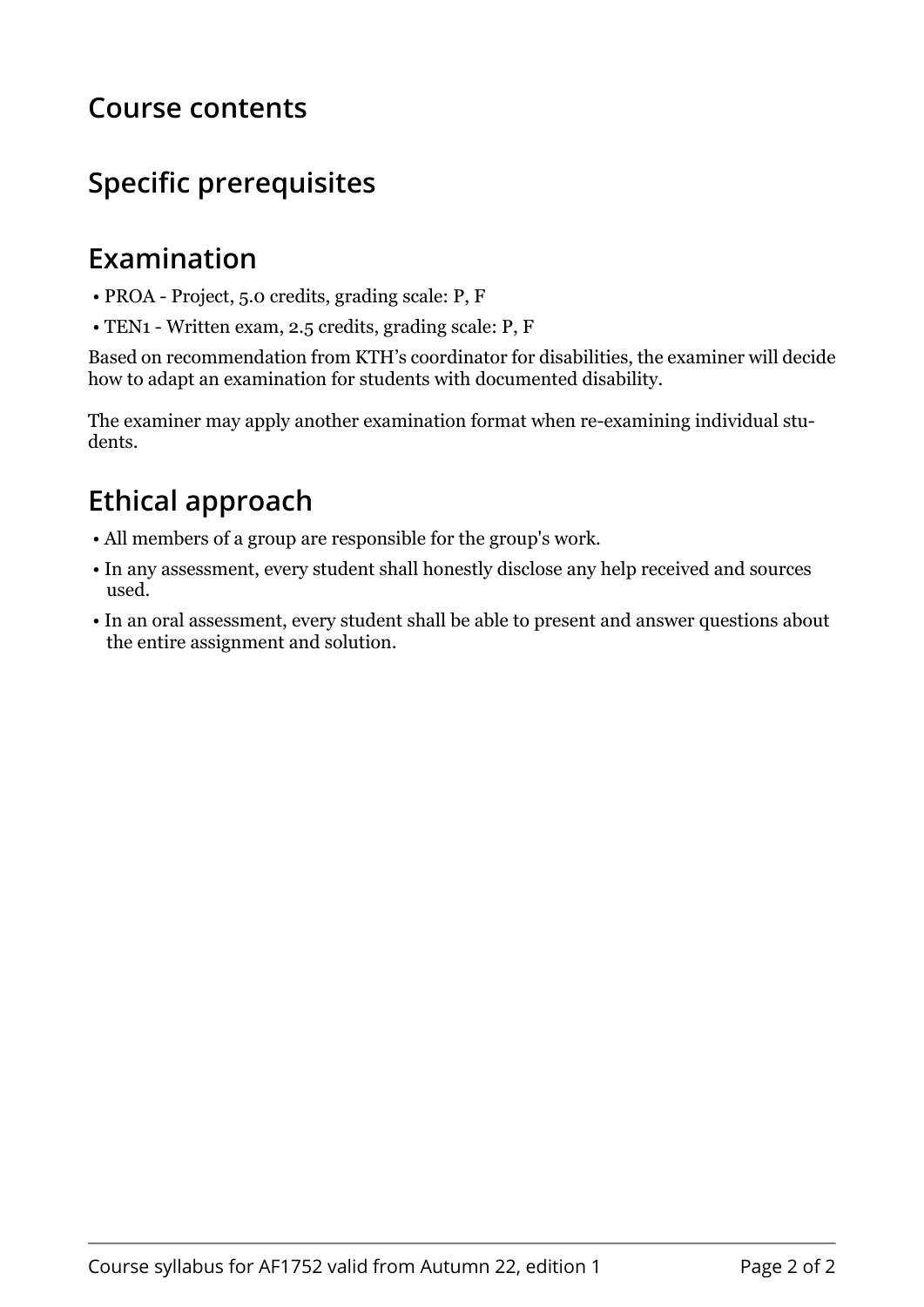## Course contents

## Specific prerequisites

## Examination

- PROA - Project, 5.0 credits, grading scale: P, F
- TEN1 - Written exam, 2.5 credits, grading scale: P, F

Based on recommendation from KTH's coordinator for disabilities, the examiner will decide how to adapt an examination for students with documented disability.

The examiner may apply another examination format when re-examining individual students.

## Ethical approach

- All members of a group are responsible for the group's work.
- In any assessment, every student shall honestly disclose any help received and sources used.
- In an oral assessment, every student shall be able to present and answer questions about the entire assignment and solution.